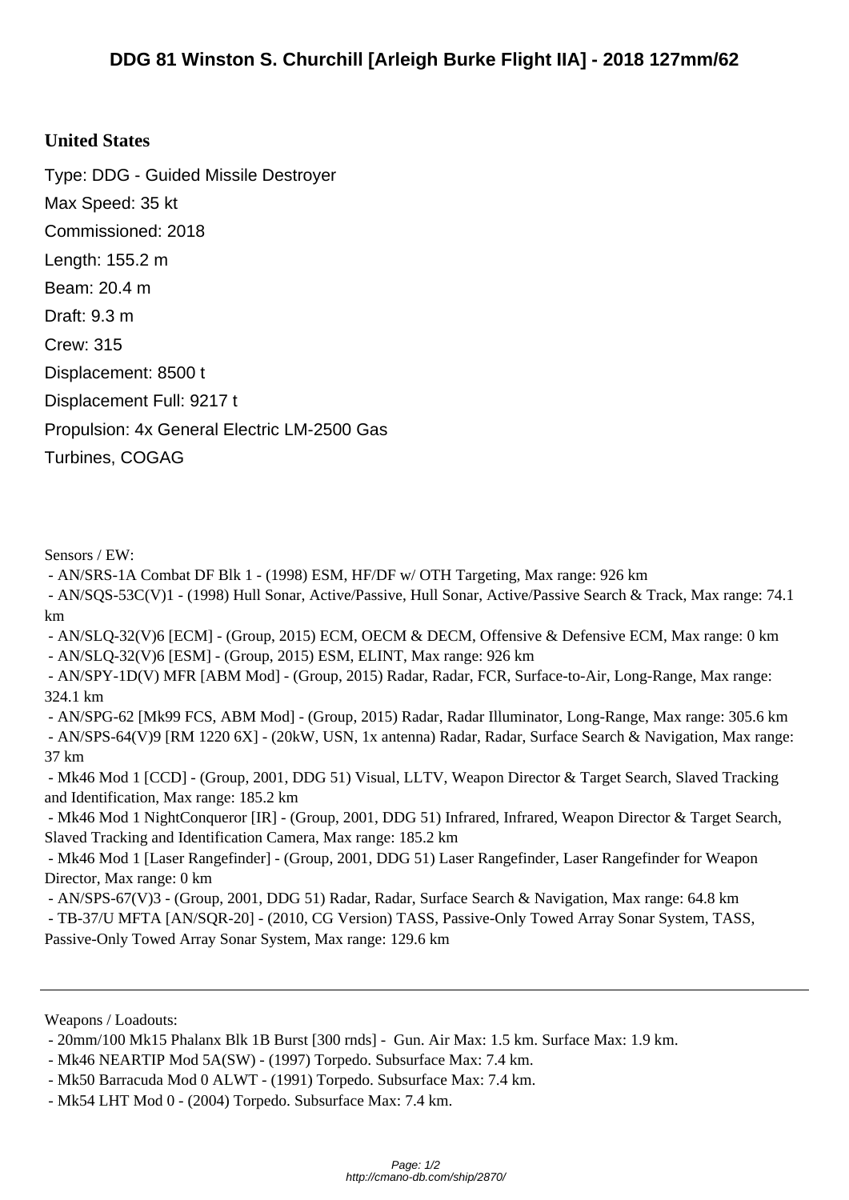# DDG 81 Winston S. Churchill [Arleigh Burke Flight IIA] - 2018 127mm/62

## United States

Type: DDG - Guided Missile Destroyer

Max Speed: 35 kt

Commissioned: 2018

Length: 155.2 m

Beam: 20.4 m

Draft: 9.3 m

Crew: 315

Displacement: 8500 t

Displacement Full: 9217 t

Propulsion: 4x General Electric LM-2500 Gas Turbines, COGAG

Sensors / EW:

- AN/SRS-1A Combat DF Blk 1 - (1998) ESM, HF/DF w/ OTH Targeting, Max range: 926 km
- AN/SQS-53C(V)1 - (1998) Hull Sonar, Active/Passive, Hull Sonar, Active/Passive Search & Track, Max range: 74.1 km
- AN/SLQ-32(V)6 [ECM] - (Group, 2015) ECM, OECM & DECM, Offensive & Defensive ECM, Max range: 0 km
- AN/SLQ-32(V)6 [ESM] - (Group, 2015) ESM, ELINT, Max range: 926 km
- AN/SPY-1D(V) MFR [ABM Mod] - (Group, 2015) Radar, Radar, FCR, Surface-to-Air, Long-Range, Max range: 324.1 km
- AN/SPG-62 [Mk99 FCS, ABM Mod] - (Group, 2015) Radar, Radar Illuminator, Long-Range, Max range: 305.6 km
- AN/SPS-64(V)9 [RM 1220 6X] - (20kW, USN, 1x antenna) Radar, Radar, Surface Search & Navigation, Max range: 37 km
- Mk46 Mod 1 [CCD] - (Group, 2001, DDG 51) Visual, LLTV, Weapon Director & Target Search, Slaved Tracking and Identification, Max range: 185.2 km
- Mk46 Mod 1 NightConqueror [IR] - (Group, 2001, DDG 51) Infrared, Infrared, Weapon Director & Target Search, Slaved Tracking and Identification Camera, Max range: 185.2 km
- Mk46 Mod 1 [Laser Rangefinder] - (Group, 2001, DDG 51) Laser Rangefinder, Laser Rangefinder for Weapon Director, Max range: 0 km
- AN/SPS-67(V)3 - (Group, 2001, DDG 51) Radar, Radar, Surface Search & Navigation, Max range: 64.8 km
- TB-37/U MFTA [AN/SQR-20] - (2010, CG Version) TASS, Passive-Only Towed Array Sonar System, TASS, Passive-Only Towed Array Sonar System, Max range: 129.6 km

---

Weapons / Loadouts:

- 20mm/100 Mk15 Phalanx Blk 1B Burst [300 rnds] - Gun. Air Max: 1.5 km. Surface Max: 1.9 km.
- Mk46 NEARTIP Mod 5A(SW) - (1997) Torpedo. Subsurface Max: 7.4 km.
- Mk50 Barracuda Mod 0 ALWT - (1991) Torpedo. Subsurface Max: 7.4 km.
- Mk54 LHT Mod 0 - (2004) Torpedo. Subsurface Max: 7.4 km.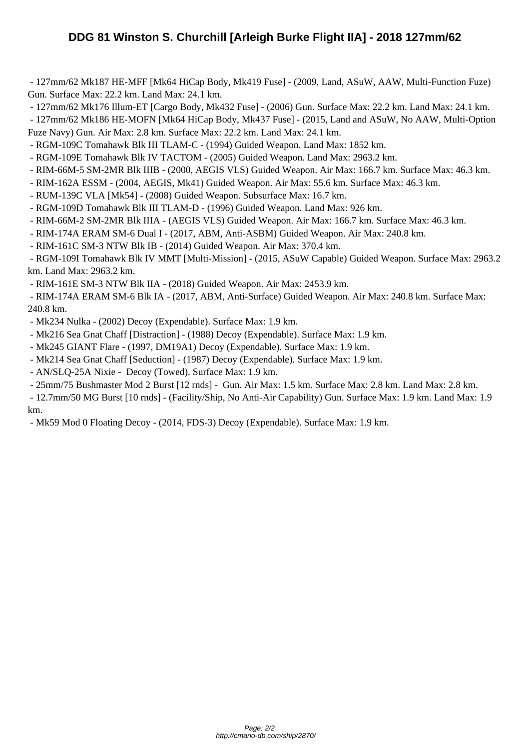- 127mm/62 Mk187 HE-MFF [Mk64 HiCap Body, Mk419 Fuse] - (2009, Land, ASuW, AAW, Multi-Function Fuze) Gun. Surface Max: 22.2 km. Land Max: 24.1 km.
- 127mm/62 Mk176 Illum-ET [Cargo Body, Mk432 Fuse] - (2006) Gun. Surface Max: 22.2 km. Land Max: 24.1 km.
- 127mm/62 Mk186 HE-MOFN [Mk64 HiCap Body, Mk437 Fuse] - (2015, Land and ASuW, No AAW, Multi-Option Fuze Navy) Gun. Air Max: 2.8 km. Surface Max: 22.2 km. Land Max: 24.1 km.
- RGM-109C Tomahawk Blk III TLAM-C - (1994) Guided Weapon. Land Max: 1852 km.
- RGM-109E Tomahawk Blk IV TACTOM - (2005) Guided Weapon. Land Max: 2963.2 km.
- RIM-66M-5 SM-2MR Blk IIIB - (2000, AEGIS VLS) Guided Weapon. Air Max: 166.7 km. Surface Max: 46.3 km.
- RIM-162A ESSM - (2004, AEGIS, Mk41) Guided Weapon. Air Max: 55.6 km. Surface Max: 46.3 km.
- RUM-139C VLA [Mk54] - (2008) Guided Weapon. Subsurface Max: 16.7 km.
- RGM-109D Tomahawk Blk III TLAM-D - (1996) Guided Weapon. Land Max: 926 km.
- RIM-66M-2 SM-2MR Blk IIIA - (AEGIS VLS) Guided Weapon. Air Max: 166.7 km. Surface Max: 46.3 km.
- RIM-174A ERAM SM-6 Dual I - (2017, ABM, Anti-ASBM) Guided Weapon. Air Max: 240.8 km.
- RIM-161C SM-3 NTW Blk IB - (2014) Guided Weapon. Air Max: 370.4 km.
- RGM-109I Tomahawk Blk IV MMT [Multi-Mission] - (2015, ASuW Capable) Guided Weapon. Surface Max: 2963.2 km. Land Max: 2963.2 km.
- RIM-161E SM-3 NTW Blk IIA - (2018) Guided Weapon. Air Max: 2453.9 km.
- RIM-174A ERAM SM-6 Blk IA - (2017, ABM, Anti-Surface) Guided Weapon. Air Max: 240.8 km. Surface Max: 240.8 km.
- Mk234 Nulka - (2002) Decoy (Expendable). Surface Max: 1.9 km.
- Mk216 Sea Gnat Chaff [Distraction] - (1988) Decoy (Expendable). Surface Max: 1.9 km.
- Mk245 GIANT Flare - (1997, DM19A1) Decoy (Expendable). Surface Max: 1.9 km.
- Mk214 Sea Gnat Chaff [Seduction] - (1987) Decoy (Expendable). Surface Max: 1.9 km.
- AN/SLQ-25A Nixie - Decoy (Towed). Surface Max: 1.9 km.
- 25mm/75 Bushmaster Mod 2 Burst [12 rnds] - Gun. Air Max: 1.5 km. Surface Max: 2.8 km. Land Max: 2.8 km.
- 12.7mm/50 MG Burst [10 rnds] - (Facility/Ship, No Anti-Air Capability) Gun. Surface Max: 1.9 km. Land Max: 1.9 km.
- Mk59 Mod 0 Floating Decoy - (2014, FDS-3) Decoy (Expendable). Surface Max: 1.9 km.